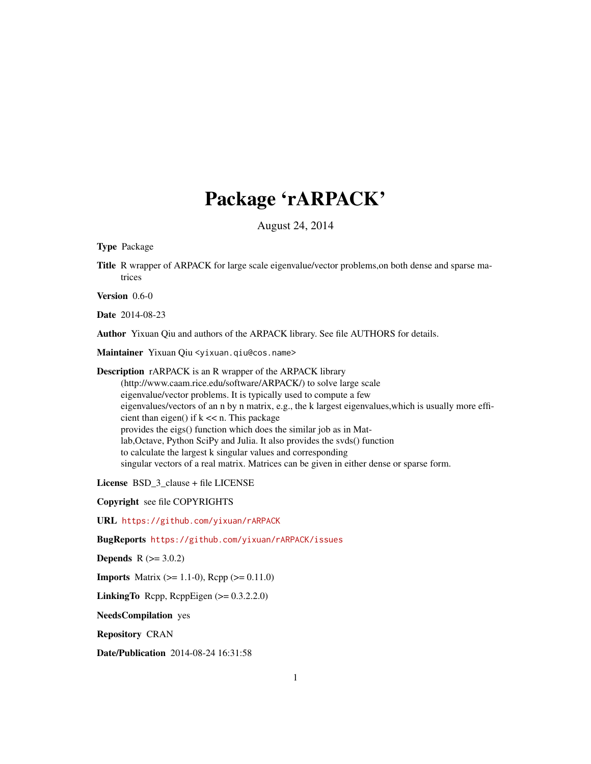# Package 'rARPACK'

August 24, 2014

**Type** Package

**Title** R wrapper of ARPACK for large scale eigenvalue/vector problems,on both dense and sparse matrices

**Version** 0.6-0

**Date** 2014-08-23

**Author** Yixuan Qiu and authors of the ARPACK library. See file AUTHORS for details.

**Maintainer** Yixuan Qiu <yixuan.qiu@cos.name>

**Description** rARPACK is an R wrapper of the ARPACK library (http://www.caam.rice.edu/software/ARPACK/) to solve large scale eigenvalue/vector problems. It is typically used to compute a few eigenvalues/vectors of an n by n matrix, e.g., the k largest eigenvalues,which is usually more efficient than eigen() if k << n. This package provides the eigs() function which does the similar job as in Matlab,Octave, Python SciPy and Julia. It also provides the svds() function to calculate the largest k singular values and corresponding singular vectors of a real matrix. Matrices can be given in either dense or sparse form.

**License** BSD_3_clause + file LICENSE

**Copyright** see file COPYRIGHTS

**URL** https://github.com/yixuan/rARPACK

**BugReports** https://github.com/yixuan/rARPACK/issues

**Depends** R (>= 3.0.2)

**Imports** Matrix (>= 1.1-0), Rcpp (>= 0.11.0)

**LinkingTo** Rcpp, RcppEigen (>= 0.3.2.2.0)

**NeedsCompilation** yes

**Repository** CRAN

**Date/Publication** 2014-08-24 16:31:58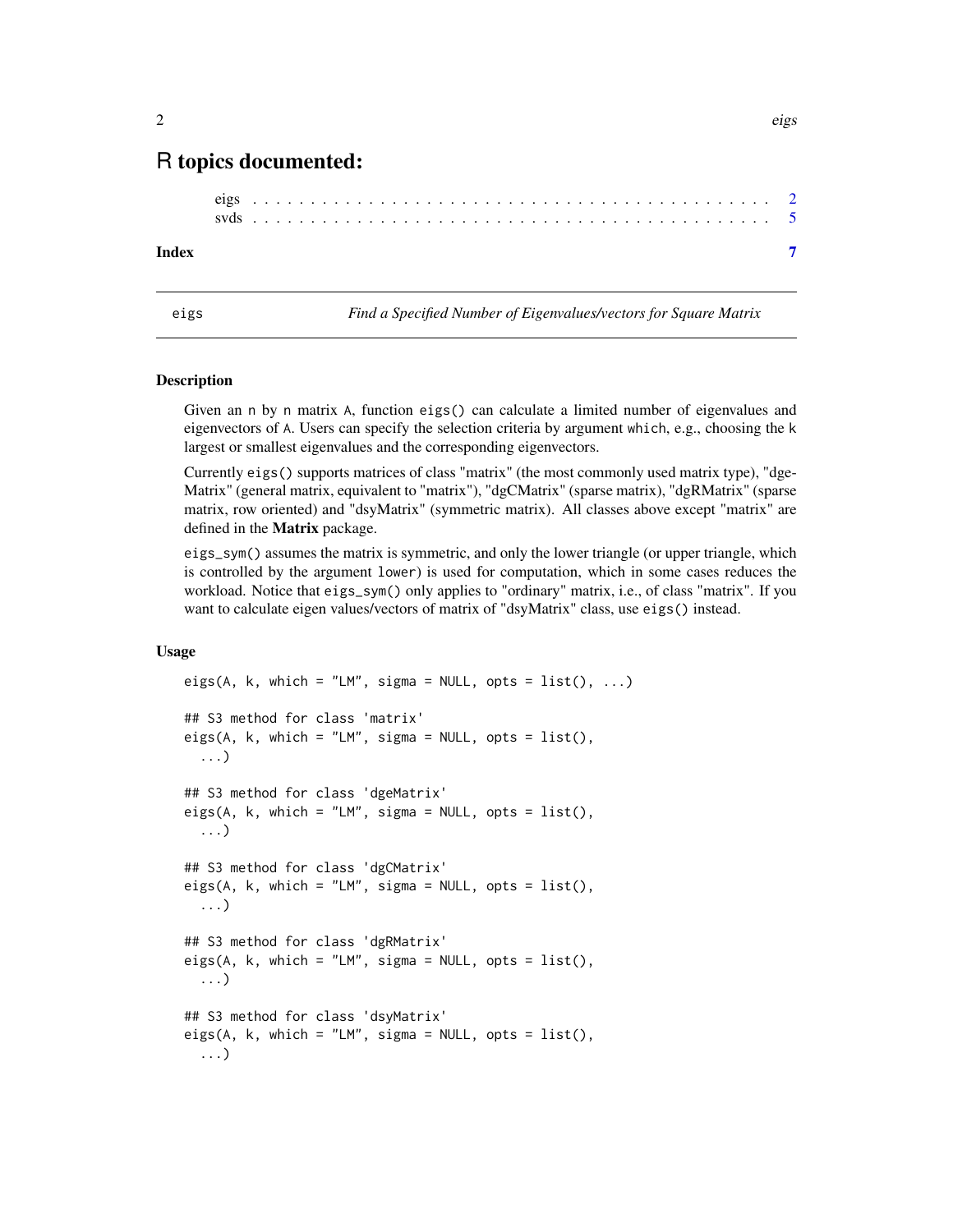# R topics documented:

eigs . . . . . . . . . . . . . . . . . . . . . . . . . . . . . . . . . . . . . . . . . . 2
svds . . . . . . . . . . . . . . . . . . . . . . . . . . . . . . . . . . . . . . . . . . 5

**Index** **7**

---

eigs *Find a Specified Number of Eigenvalues/vectors for Square Matrix*

---

### Description

Given an n by n matrix A, function eigs() can calculate a limited number of eigenvalues and eigenvectors of A. Users can specify the selection criteria by argument which, e.g., choosing the k largest or smallest eigenvalues and the corresponding eigenvectors.

Currently eigs() supports matrices of class "matrix" (the most commonly used matrix type), "dgeMatrix" (general matrix, equivalent to "matrix"), "dgCMatrix" (sparse matrix), "dgRMatrix" (sparse matrix, row oriented) and "dsyMatrix" (symmetric matrix). All classes above except "matrix" are defined in the **Matrix** package.

eigs_sym() assumes the matrix is symmetric, and only the lower triangle (or upper triangle, which is controlled by the argument lower) is used for computation, which in some cases reduces the workload. Notice that eigs_sym() only applies to "ordinary" matrix, i.e., of class "matrix". If you want to calculate eigen values/vectors of matrix of "dsyMatrix" class, use eigs() instead.

### Usage

```
eigs(A, k, which = "LM", sigma = NULL, opts = list(), ...)

## S3 method for class 'matrix'
eigs(A, k, which = "LM", sigma = NULL, opts = list(),
  ...)

## S3 method for class 'dgeMatrix'
eigs(A, k, which = "LM", sigma = NULL, opts = list(),
  ...)

## S3 method for class 'dgCMatrix'
eigs(A, k, which = "LM", sigma = NULL, opts = list(),
  ...)

## S3 method for class 'dgRMatrix'
eigs(A, k, which = "LM", sigma = NULL, opts = list(),
  ...)

## S3 method for class 'dsyMatrix'
eigs(A, k, which = "LM", sigma = NULL, opts = list(),
  ...)
```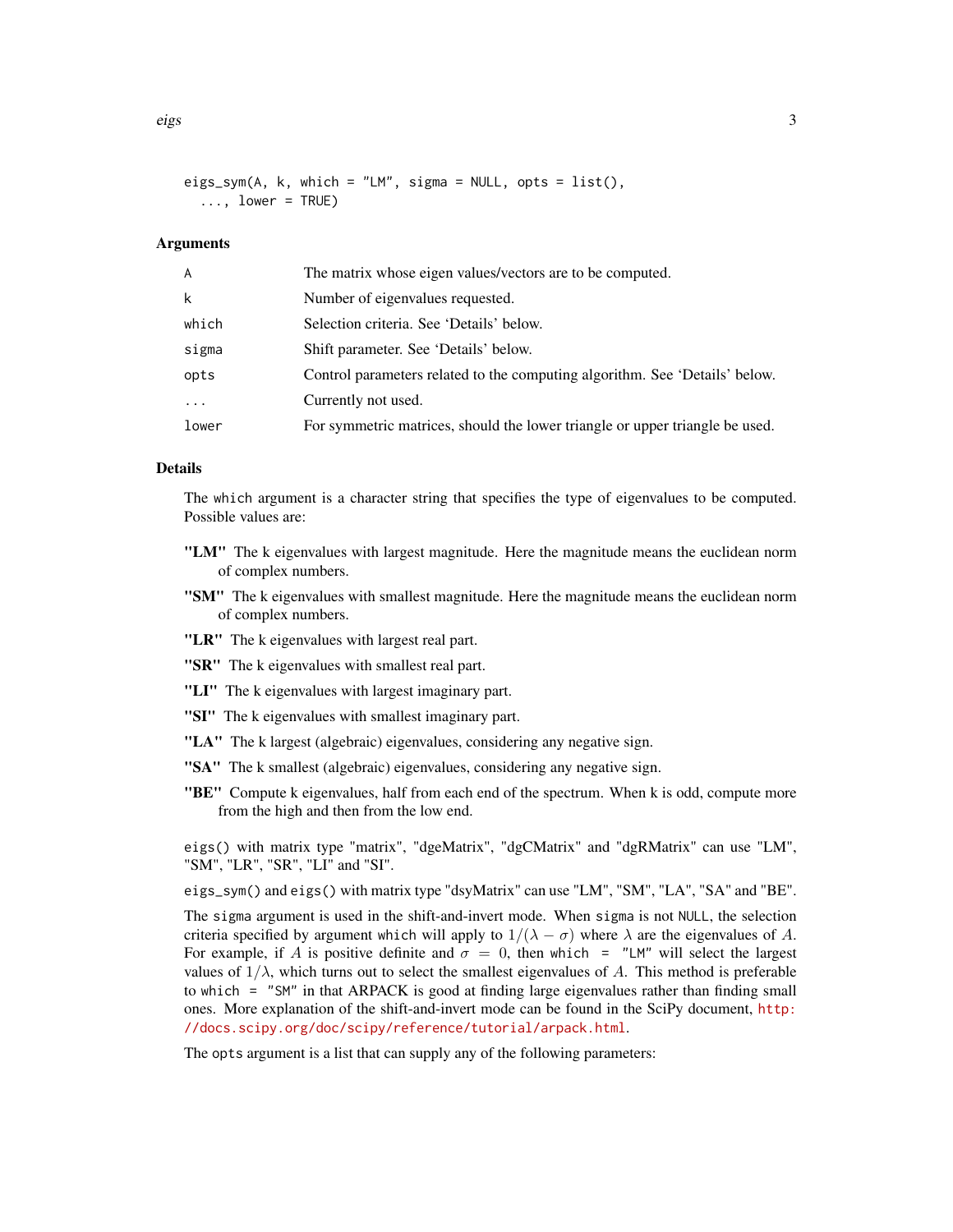```
eigs_sym(A, k, which = "LM", sigma = NULL, opts = list(),
  ..., lower = TRUE)
```

### Arguments

| | |
|---|---|
| A | The matrix whose eigen values/vectors are to be computed. |
| k | Number of eigenvalues requested. |
| which | Selection criteria. See 'Details' below. |
| sigma | Shift parameter. See 'Details' below. |
| opts | Control parameters related to the computing algorithm. See 'Details' below. |
| ... | Currently not used. |
| lower | For symmetric matrices, should the lower triangle or upper triangle be used. |

### Details

The `which` argument is a character string that specifies the type of eigenvalues to be computed. Possible values are:

- **"LM"** The k eigenvalues with largest magnitude. Here the magnitude means the euclidean norm of complex numbers.
- **"SM"** The k eigenvalues with smallest magnitude. Here the magnitude means the euclidean norm of complex numbers.
- **"LR"** The k eigenvalues with largest real part.
- **"SR"** The k eigenvalues with smallest real part.
- **"LI"** The k eigenvalues with largest imaginary part.
- **"SI"** The k eigenvalues with smallest imaginary part.
- **"LA"** The k largest (algebraic) eigenvalues, considering any negative sign.
- **"SA"** The k smallest (algebraic) eigenvalues, considering any negative sign.
- **"BE"** Compute k eigenvalues, half from each end of the spectrum. When k is odd, compute more from the high and then from the low end.

`eigs()` with matrix type "matrix", "dgeMatrix", "dgCMatrix" and "dgRMatrix" can use "LM", "SM", "LR", "SR", "LI" and "SI".

`eigs_sym()` and `eigs()` with matrix type "dsyMatrix" can use "LM", "SM", "LA", "SA" and "BE".

The `sigma` argument is used in the shift-and-invert mode. When `sigma` is not `NULL`, the selection criteria specified by argument `which` will apply to $1/(\lambda - \sigma)$ where $\lambda$ are the eigenvalues of $A$. For example, if $A$ is positive definite and $\sigma = 0$, then `which = "LM"` will select the largest values of $1/\lambda$, which turns out to select the smallest eigenvalues of $A$. This method is preferable to `which = "SM"` in that ARPACK is good at finding large eigenvalues rather than finding small ones. More explanation of the shift-and-invert mode can be found in the SciPy document, http://docs.scipy.org/doc/scipy/reference/tutorial/arpack.html.

The `opts` argument is a list that can supply any of the following parameters: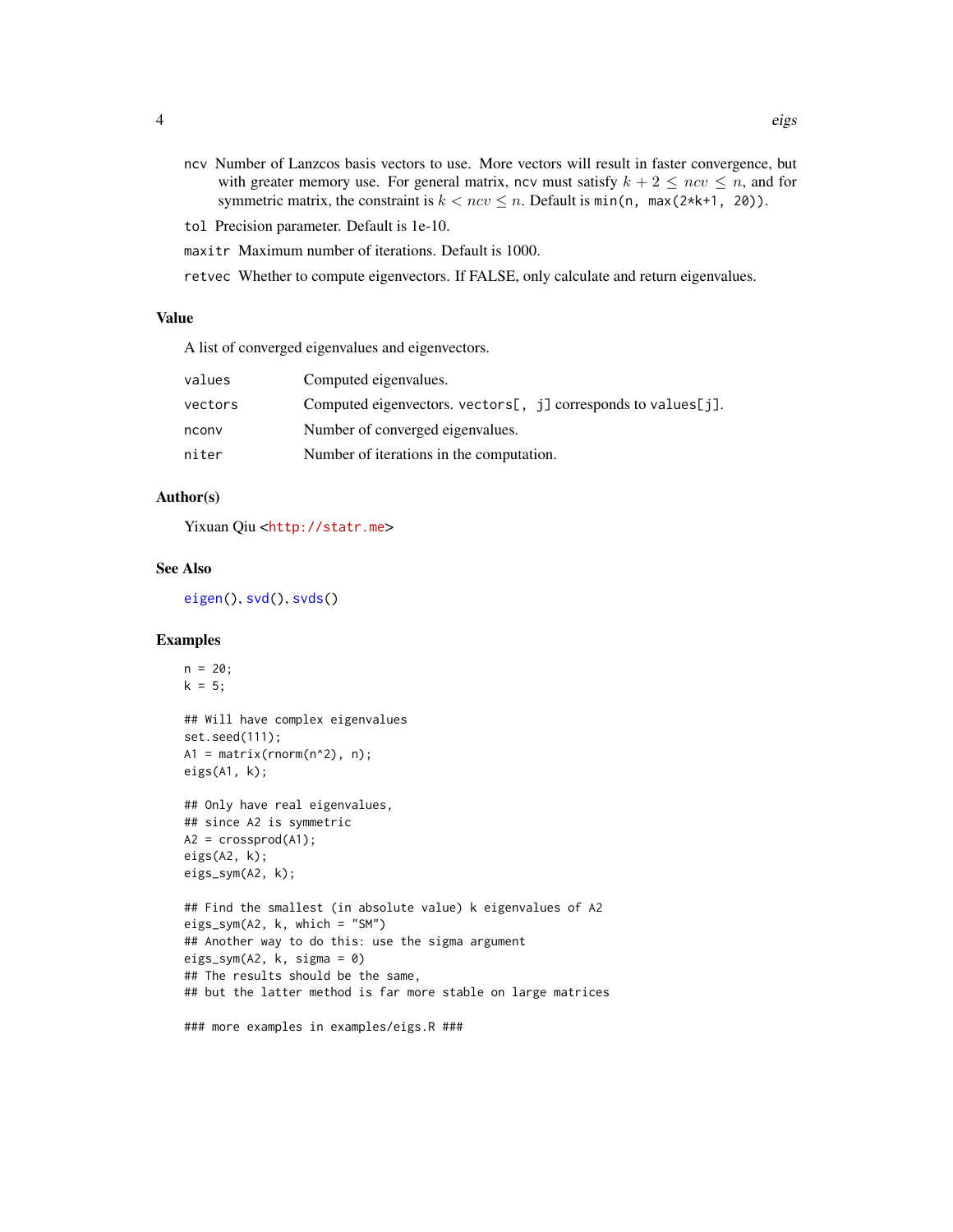`ncv` Number of Lanzcos basis vectors to use. More vectors will result in faster convergence, but with greater memory use. For general matrix, `ncv` must satisfy $k + 2 \le ncv \le n$, and for symmetric matrix, the constraint is $k < ncv \le n$. Default is `min(n, max(2*k+1, 20))`.

`tol` Precision parameter. Default is 1e-10.

`maxitr` Maximum number of iterations. Default is 1000.

`retvec` Whether to compute eigenvectors. If FALSE, only calculate and return eigenvalues.

## Value

A list of converged eigenvalues and eigenvectors.

| | |
|---|---|
| `values` | Computed eigenvalues. |
| `vectors` | Computed eigenvectors. `vectors[, j]` corresponds to `values[j]`. |
| `nconv` | Number of converged eigenvalues. |
| `niter` | Number of iterations in the computation. |

## Author(s)

Yixuan Qiu <http://statr.me>

## See Also

`eigen()`, `svd()`, `svds()`

## Examples

```
n = 20;
k = 5;

## Will have complex eigenvalues
set.seed(111);
A1 = matrix(rnorm(n^2), n);
eigs(A1, k);

## Only have real eigenvalues,
## since A2 is symmetric
A2 = crossprod(A1);
eigs(A2, k);
eigs_sym(A2, k);

## Find the smallest (in absolute value) k eigenvalues of A2
eigs_sym(A2, k, which = "SM")
## Another way to do this: use the sigma argument
eigs_sym(A2, k, sigma = 0)
## The results should be the same,
## but the latter method is far more stable on large matrices

### more examples in examples/eigs.R ###
```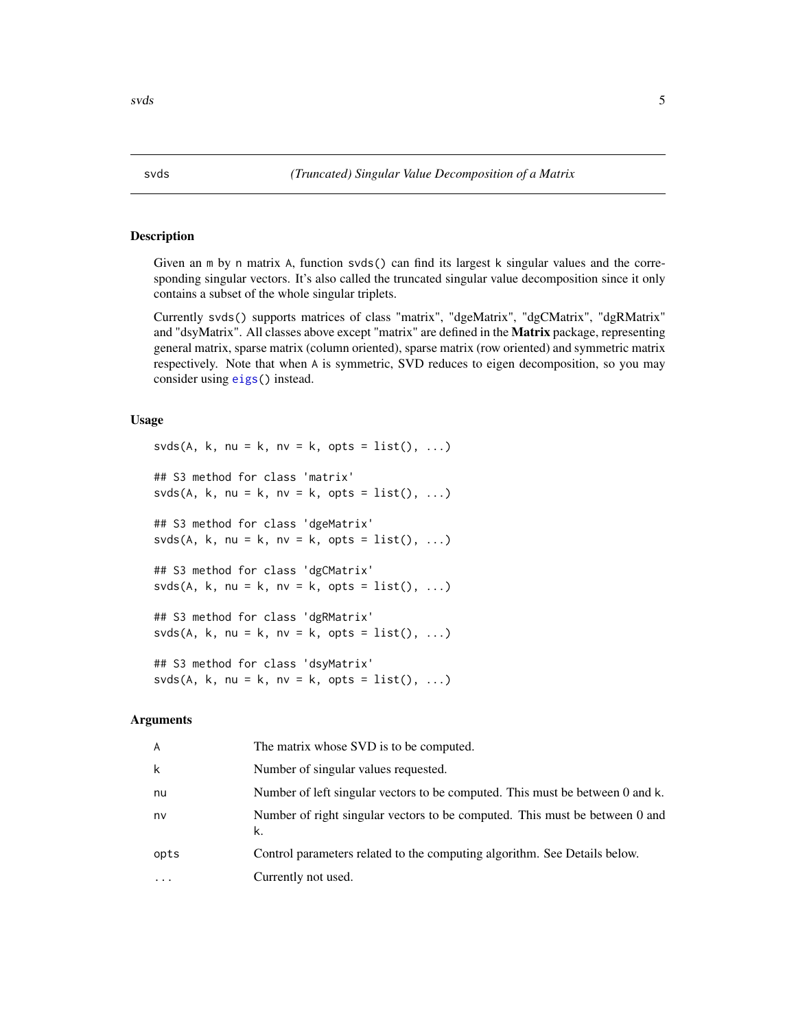svds *(Truncated) Singular Value Decomposition of a Matrix*

## Description

Given an m by n matrix A, function svds() can find its largest k singular values and the corresponding singular vectors. It's also called the truncated singular value decomposition since it only contains a subset of the whole singular triplets.

Currently svds() supports matrices of class "matrix", "dgeMatrix", "dgCMatrix", "dgRMatrix" and "dsyMatrix". All classes above except "matrix" are defined in the **Matrix** package, representing general matrix, sparse matrix (column oriented), sparse matrix (row oriented) and symmetric matrix respectively. Note that when A is symmetric, SVD reduces to eigen decomposition, so you may consider using eigs() instead.

## Usage

```
svds(A, k, nu = k, nv = k, opts = list(), ...)

## S3 method for class 'matrix'
svds(A, k, nu = k, nv = k, opts = list(), ...)

## S3 method for class 'dgeMatrix'
svds(A, k, nu = k, nv = k, opts = list(), ...)

## S3 method for class 'dgCMatrix'
svds(A, k, nu = k, nv = k, opts = list(), ...)

## S3 method for class 'dgRMatrix'
svds(A, k, nu = k, nv = k, opts = list(), ...)

## S3 method for class 'dsyMatrix'
svds(A, k, nu = k, nv = k, opts = list(), ...)
```

## Arguments

| | |
|---|---|
| A | The matrix whose SVD is to be computed. |
| k | Number of singular values requested. |
| nu | Number of left singular vectors to be computed. This must be between 0 and k. |
| nv | Number of right singular vectors to be computed. This must be between 0 and k. |
| opts | Control parameters related to the computing algorithm. See Details below. |
| ... | Currently not used. |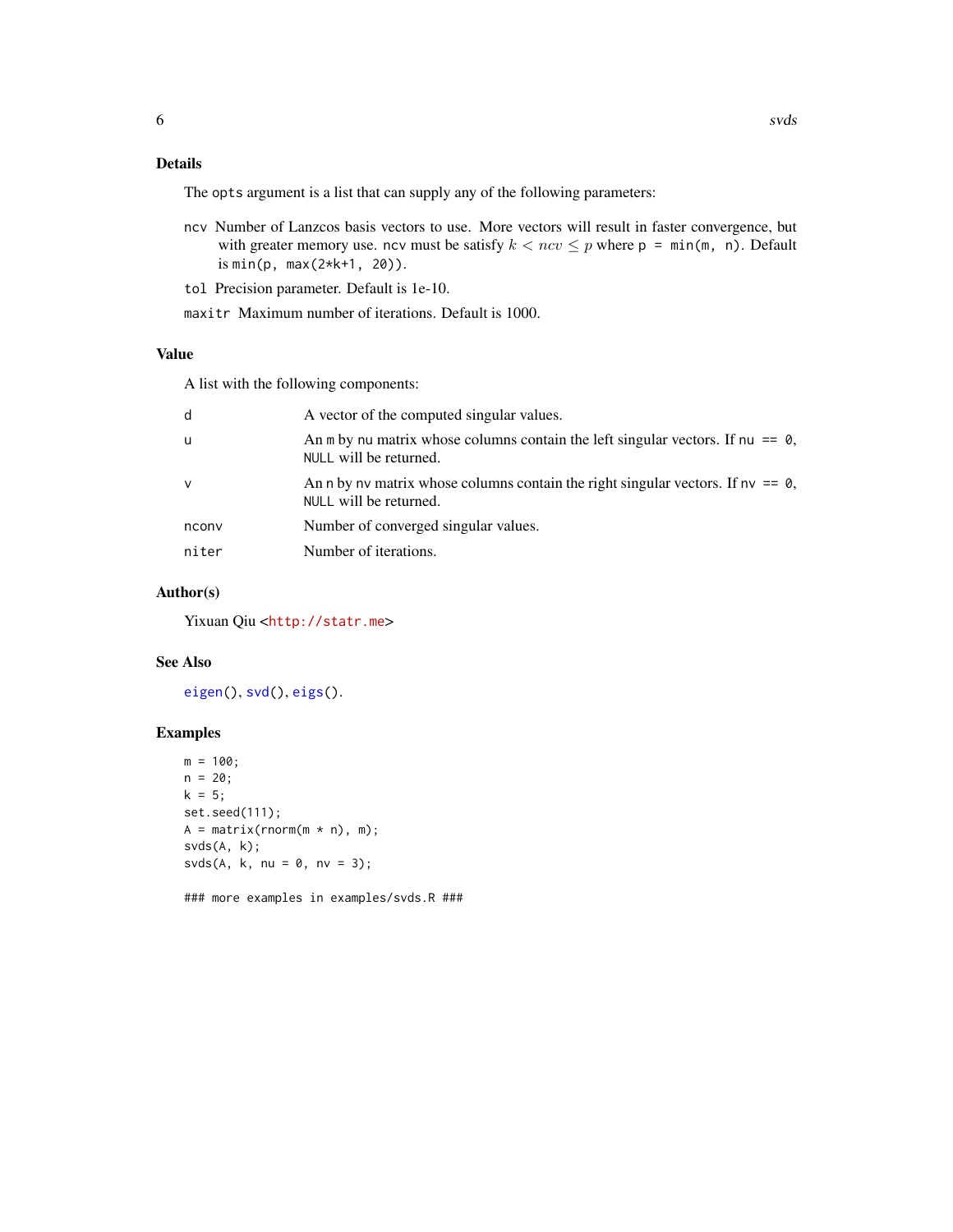## Details

The `opts` argument is a list that can supply any of the following parameters:

`ncv` Number of Lanzcos basis vectors to use. More vectors will result in faster convergence, but with greater memory use. `ncv` must be satisfy $k < ncv \le p$ where `p = min(m, n)`. Default is `min(p, max(2*k+1, 20))`.

`tol` Precision parameter. Default is 1e-10.

`maxitr` Maximum number of iterations. Default is 1000.

## Value

A list with the following components:

| | |
|---|---|
| `d` | A vector of the computed singular values. |
| `u` | An `m` by `nu` matrix whose columns contain the left singular vectors. If `nu == 0`, `NULL` will be returned. |
| `v` | An `n` by `nv` matrix whose columns contain the right singular vectors. If `nv == 0`, `NULL` will be returned. |
| `nconv` | Number of converged singular values. |
| `niter` | Number of iterations. |

## Author(s)

Yixuan Qiu <http://statr.me>

## See Also

`eigen()`, `svd()`, `eigs()`.

## Examples

```
m = 100;
n = 20;
k = 5;
set.seed(111);
A = matrix(rnorm(m * n), m);
svds(A, k);
svds(A, k, nu = 0, nv = 3);

### more examples in examples/svds.R ###
```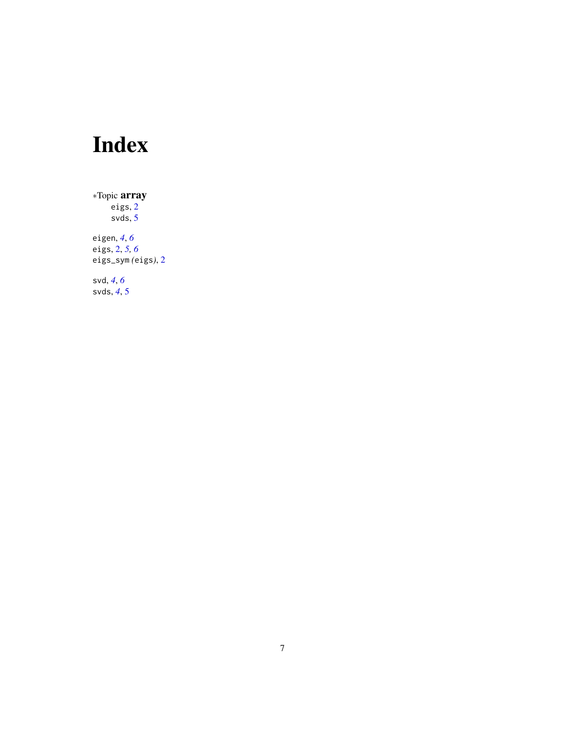# Index

*Topic **array**
- eigs, 2
- svds, 5

eigen, *4*, *6*
eigs, 2, *5*, *6*
eigs_sym *(*eigs*)*, 2

svd, *4*, *6*
svds, *4*, 5